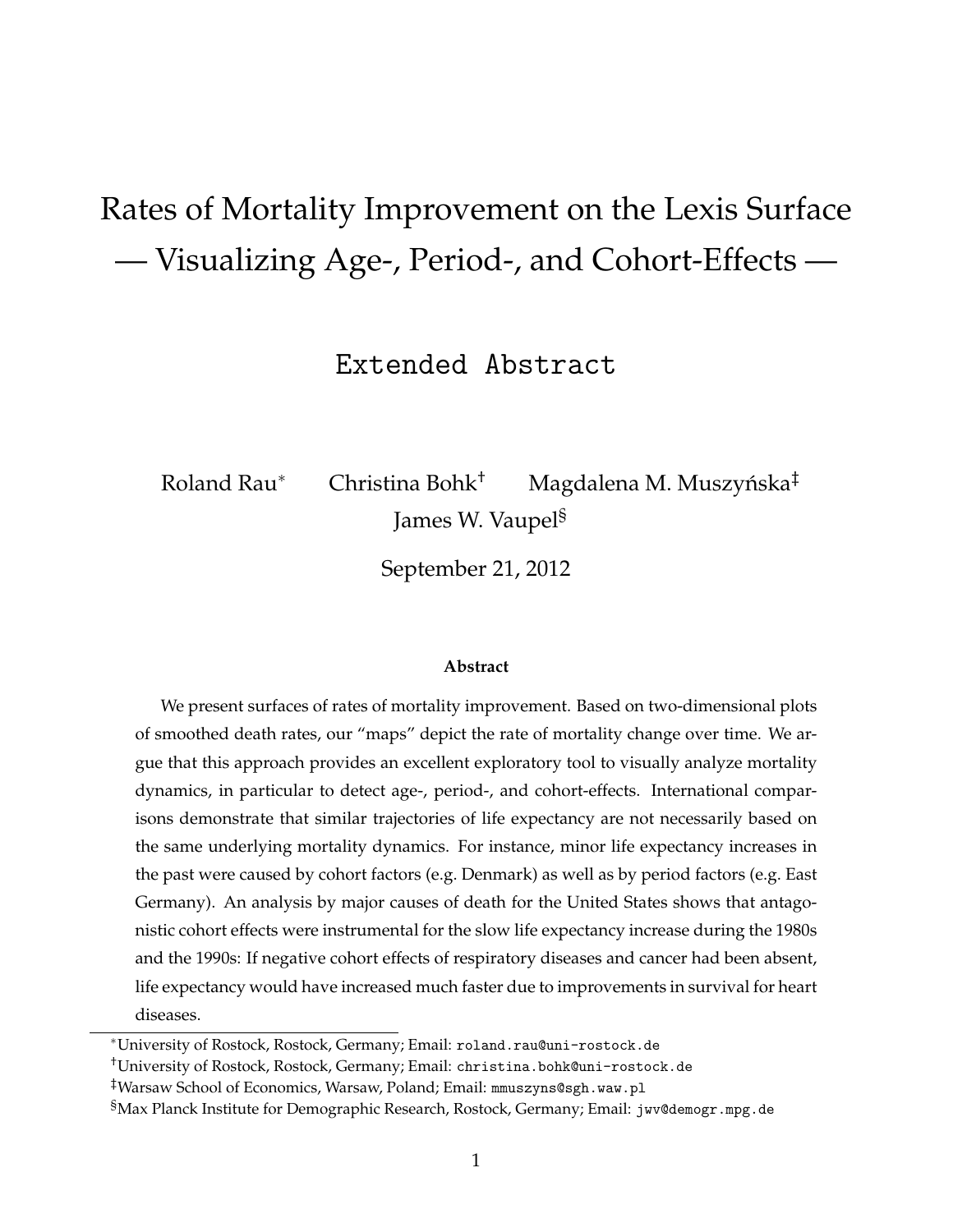# Rates of Mortality Improvement on the Lexis Surface — Visualizing Age-, Period-, and Cohort-Effects —

## Extended Abstract

Roland Rau[*] Christina Bohk[†] Magdalena M. Muszyńska[‡] James W. Vaupel[§]

September 21, 2012

### Abstract

We present surfaces of rates of mortality improvement. Based on two-dimensional plots of smoothed death rates, our "maps" depict the rate of mortality change over time. We argue that this approach provides an excellent exploratory tool to visually analyze mortality dynamics, in particular to detect age-, period-, and cohort-effects. International comparisons demonstrate that similar trajectories of life expectancy are not necessarily based on the same underlying mortality dynamics. For instance, minor life expectancy increases in the past were caused by cohort factors (e.g. Denmark) as well as by period factors (e.g. East Germany). An analysis by major causes of death for the United States shows that antagonistic cohort effects were instrumental for the slow life expectancy increase during the 1980s and the 1990s: If negative cohort effects of respiratory diseases and cancer had been absent, life expectancy would have increased much faster due to improvements in survival for heart diseases.

---

[*] University of Rostock, Rostock, Germany; Email: roland.rau@uni-rostock.de

[†] University of Rostock, Rostock, Germany; Email: christina.bohk@uni-rostock.de

[‡] Warsaw School of Economics, Warsaw, Poland; Email: mmuszyns@sgh.waw.pl

[§] Max Planck Institute for Demographic Research, Rostock, Germany; Email: jwv@demogr.mpg.de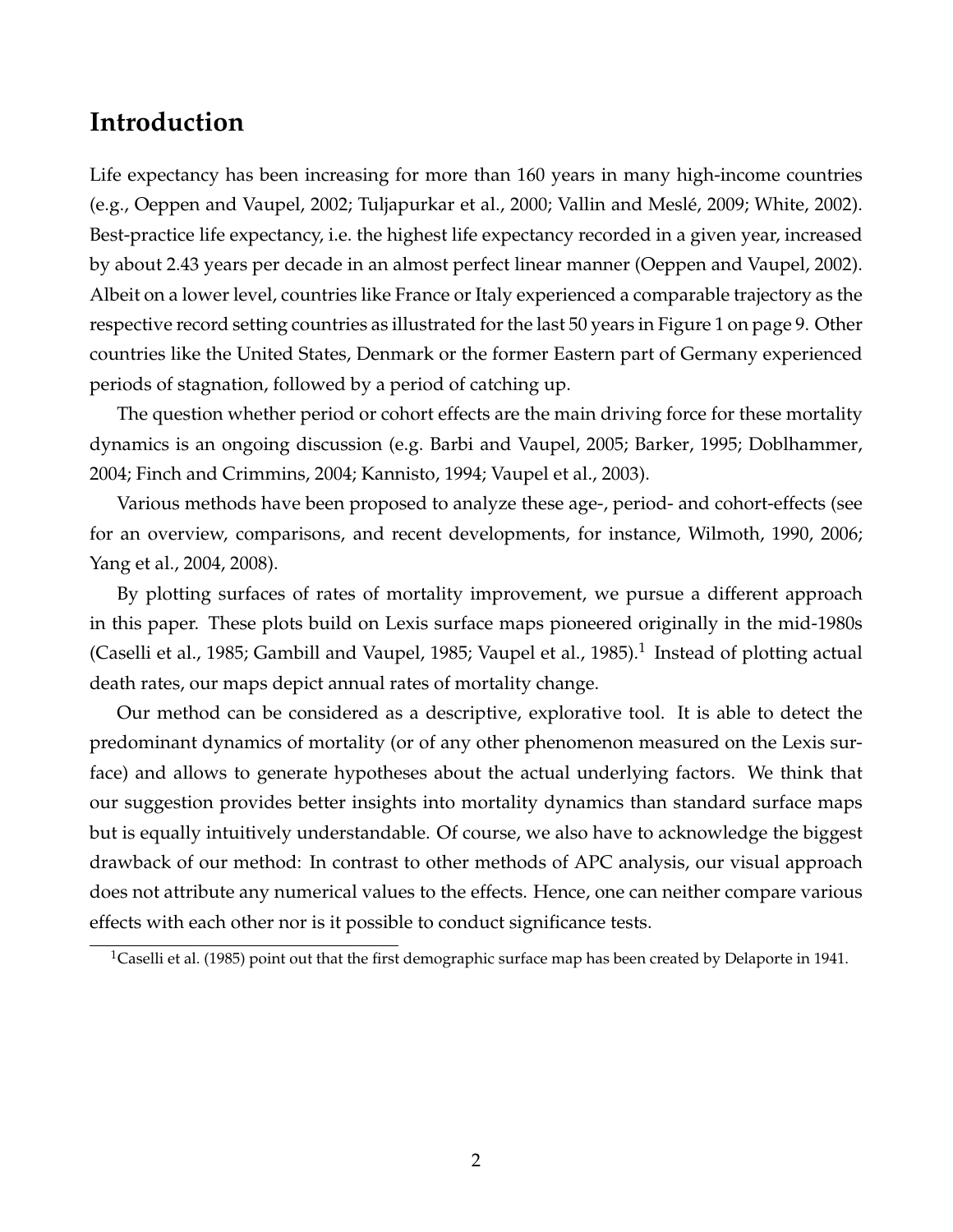## Introduction

Life expectancy has been increasing for more than 160 years in many high-income countries (e.g., Oeppen and Vaupel, 2002; Tuljapurkar et al., 2000; Vallin and Meslé, 2009; White, 2002). Best-practice life expectancy, i.e. the highest life expectancy recorded in a given year, increased by about 2.43 years per decade in an almost perfect linear manner (Oeppen and Vaupel, 2002). Albeit on a lower level, countries like France or Italy experienced a comparable trajectory as the respective record setting countries as illustrated for the last 50 years in Figure 1 on page 9. Other countries like the United States, Denmark or the former Eastern part of Germany experienced periods of stagnation, followed by a period of catching up.

The question whether period or cohort effects are the main driving force for these mortality dynamics is an ongoing discussion (e.g. Barbi and Vaupel, 2005; Barker, 1995; Doblhammer, 2004; Finch and Crimmins, 2004; Kannisto, 1994; Vaupel et al., 2003).

Various methods have been proposed to analyze these age-, period- and cohort-effects (see for an overview, comparisons, and recent developments, for instance, Wilmoth, 1990, 2006; Yang et al., 2004, 2008).

By plotting surfaces of rates of mortality improvement, we pursue a different approach in this paper. These plots build on Lexis surface maps pioneered originally in the mid-1980s (Caselli et al., 1985; Gambill and Vaupel, 1985; Vaupel et al., 1985).[1] Instead of plotting actual death rates, our maps depict annual rates of mortality change.

Our method can be considered as a descriptive, explorative tool. It is able to detect the predominant dynamics of mortality (or of any other phenomenon measured on the Lexis surface) and allows to generate hypotheses about the actual underlying factors. We think that our suggestion provides better insights into mortality dynamics than standard surface maps but is equally intuitively understandable. Of course, we also have to acknowledge the biggest drawback of our method: In contrast to other methods of APC analysis, our visual approach does not attribute any numerical values to the effects. Hence, one can neither compare various effects with each other nor is it possible to conduct significance tests.

[1] Caselli et al. (1985) point out that the first demographic surface map has been created by Delaporte in 1941.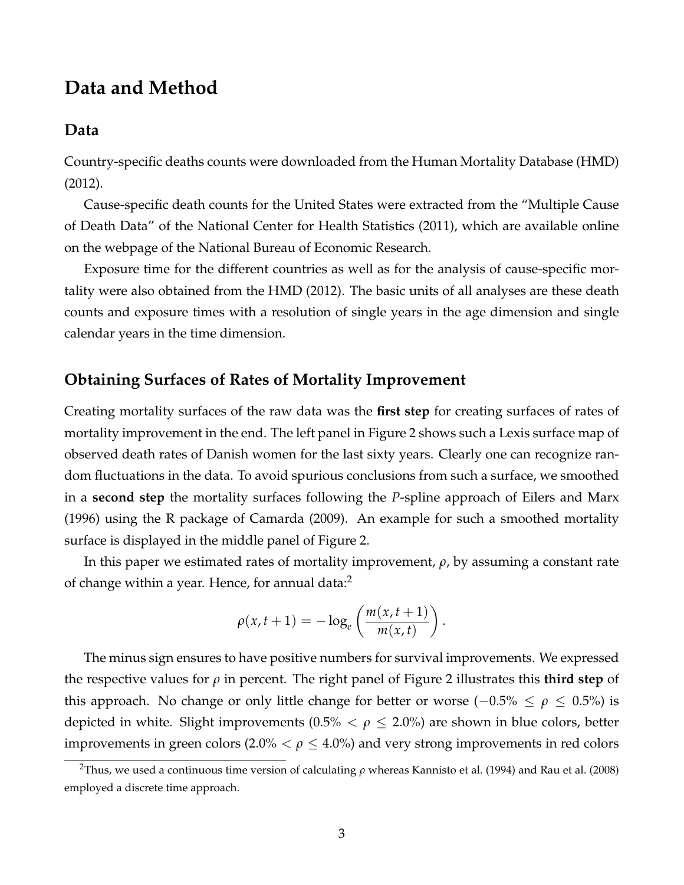## Data and Method

### Data

Country-specific deaths counts were downloaded from the Human Mortality Database (HMD) (2012).

Cause-specific death counts for the United States were extracted from the "Multiple Cause of Death Data" of the National Center for Health Statistics (2011), which are available online on the webpage of the National Bureau of Economic Research.

Exposure time for the different countries as well as for the analysis of cause-specific mortality were also obtained from the HMD (2012). The basic units of all analyses are these death counts and exposure times with a resolution of single years in the age dimension and single calendar years in the time dimension.

### Obtaining Surfaces of Rates of Mortality Improvement

Creating mortality surfaces of the raw data was the **first step** for creating surfaces of rates of mortality improvement in the end. The left panel in Figure 2 shows such a Lexis surface map of observed death rates of Danish women for the last sixty years. Clearly one can recognize random fluctuations in the data. To avoid spurious conclusions from such a surface, we smoothed in a **second step** the mortality surfaces following the *P*-spline approach of Eilers and Marx (1996) using the R package of Camarda (2009). An example for such a smoothed mortality surface is displayed in the middle panel of Figure 2.

In this paper we estimated rates of mortality improvement, $\rho$, by assuming a constant rate of change within a year. Hence, for annual data:[2]

$$\rho(x, t+1) = -\log_e \left( \frac{m(x, t+1)}{m(x, t)} \right).$$

The minus sign ensures to have positive numbers for survival improvements. We expressed the respective values for $\rho$ in percent. The right panel of Figure 2 illustrates this **third step** of this approach. No change or only little change for better or worse ($-0.5\% \leq \rho \leq 0.5\%$) is depicted in white. Slight improvements ($0.5\% < \rho \leq 2.0\%$) are shown in blue colors, better improvements in green colors ($2.0\% < \rho \leq 4.0\%$) and very strong improvements in red colors

[2] Thus, we used a continuous time version of calculating $\rho$ whereas Kannisto et al. (1994) and Rau et al. (2008) employed a discrete time approach.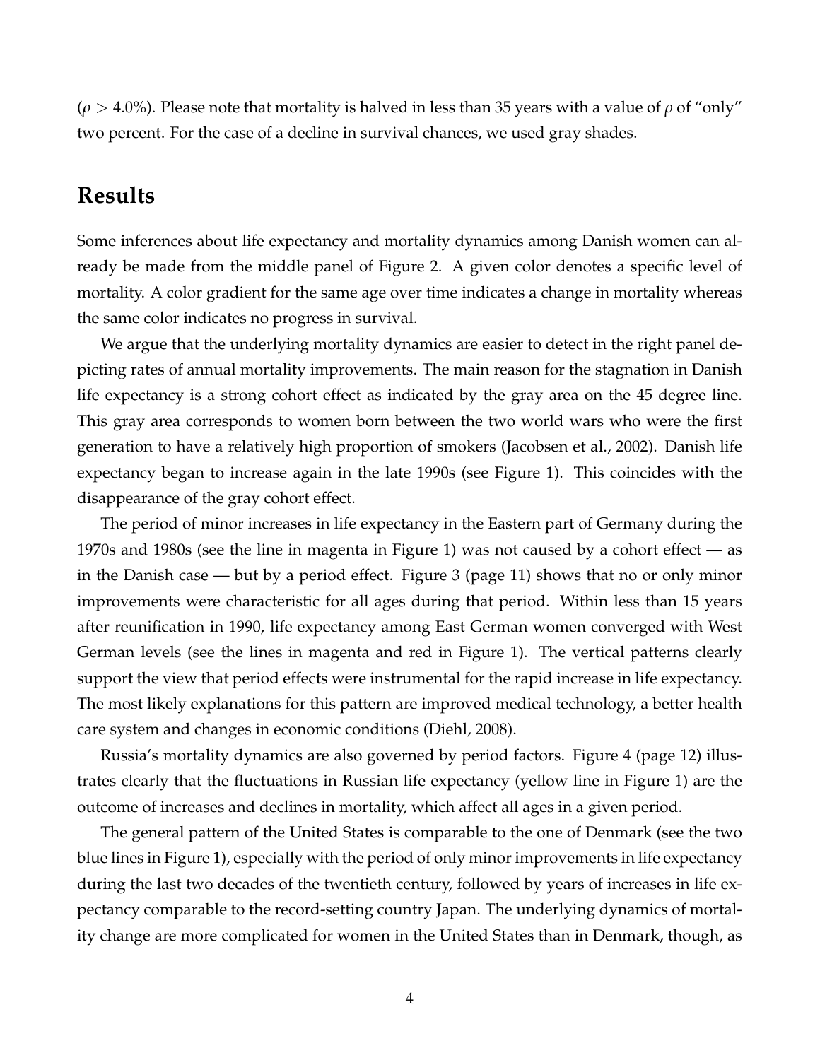($\rho > 4.0\%$). Please note that mortality is halved in less than 35 years with a value of $\rho$ of "only" two percent. For the case of a decline in survival chances, we used gray shades.

## Results

Some inferences about life expectancy and mortality dynamics among Danish women can already be made from the middle panel of Figure 2. A given color denotes a specific level of mortality. A color gradient for the same age over time indicates a change in mortality whereas the same color indicates no progress in survival.

We argue that the underlying mortality dynamics are easier to detect in the right panel depicting rates of annual mortality improvements. The main reason for the stagnation in Danish life expectancy is a strong cohort effect as indicated by the gray area on the 45 degree line. This gray area corresponds to women born between the two world wars who were the first generation to have a relatively high proportion of smokers (Jacobsen et al., 2002). Danish life expectancy began to increase again in the late 1990s (see Figure 1). This coincides with the disappearance of the gray cohort effect.

The period of minor increases in life expectancy in the Eastern part of Germany during the 1970s and 1980s (see the line in magenta in Figure 1) was not caused by a cohort effect — as in the Danish case — but by a period effect. Figure 3 (page 11) shows that no or only minor improvements were characteristic for all ages during that period. Within less than 15 years after reunification in 1990, life expectancy among East German women converged with West German levels (see the lines in magenta and red in Figure 1). The vertical patterns clearly support the view that period effects were instrumental for the rapid increase in life expectancy. The most likely explanations for this pattern are improved medical technology, a better health care system and changes in economic conditions (Diehl, 2008).

Russia's mortality dynamics are also governed by period factors. Figure 4 (page 12) illustrates clearly that the fluctuations in Russian life expectancy (yellow line in Figure 1) are the outcome of increases and declines in mortality, which affect all ages in a given period.

The general pattern of the United States is comparable to the one of Denmark (see the two blue lines in Figure 1), especially with the period of only minor improvements in life expectancy during the last two decades of the twentieth century, followed by years of increases in life expectancy comparable to the record-setting country Japan. The underlying dynamics of mortality change are more complicated for women in the United States than in Denmark, though, as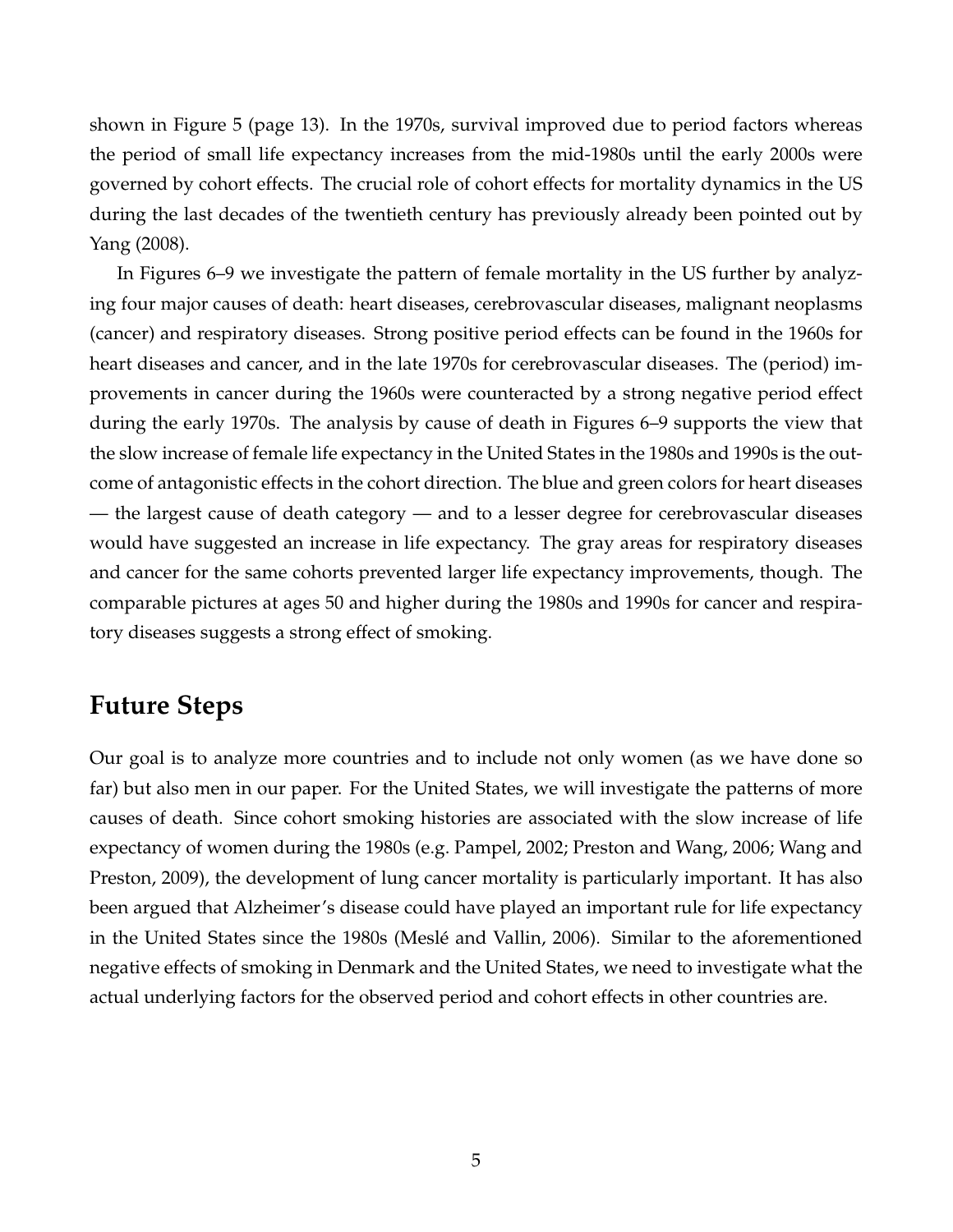shown in Figure 5 (page 13). In the 1970s, survival improved due to period factors whereas the period of small life expectancy increases from the mid-1980s until the early 2000s were governed by cohort effects. The crucial role of cohort effects for mortality dynamics in the US during the last decades of the twentieth century has previously already been pointed out by Yang (2008).

In Figures 6–9 we investigate the pattern of female mortality in the US further by analyzing four major causes of death: heart diseases, cerebrovascular diseases, malignant neoplasms (cancer) and respiratory diseases. Strong positive period effects can be found in the 1960s for heart diseases and cancer, and in the late 1970s for cerebrovascular diseases. The (period) improvements in cancer during the 1960s were counteracted by a strong negative period effect during the early 1970s. The analysis by cause of death in Figures 6–9 supports the view that the slow increase of female life expectancy in the United States in the 1980s and 1990s is the outcome of antagonistic effects in the cohort direction. The blue and green colors for heart diseases — the largest cause of death category — and to a lesser degree for cerebrovascular diseases would have suggested an increase in life expectancy. The gray areas for respiratory diseases and cancer for the same cohorts prevented larger life expectancy improvements, though. The comparable pictures at ages 50 and higher during the 1980s and 1990s for cancer and respiratory diseases suggests a strong effect of smoking.

## Future Steps

Our goal is to analyze more countries and to include not only women (as we have done so far) but also men in our paper. For the United States, we will investigate the patterns of more causes of death. Since cohort smoking histories are associated with the slow increase of life expectancy of women during the 1980s (e.g. Pampel, 2002; Preston and Wang, 2006; Wang and Preston, 2009), the development of lung cancer mortality is particularly important. It has also been argued that Alzheimer's disease could have played an important rule for life expectancy in the United States since the 1980s (Meslé and Vallin, 2006). Similar to the aforementioned negative effects of smoking in Denmark and the United States, we need to investigate what the actual underlying factors for the observed period and cohort effects in other countries are.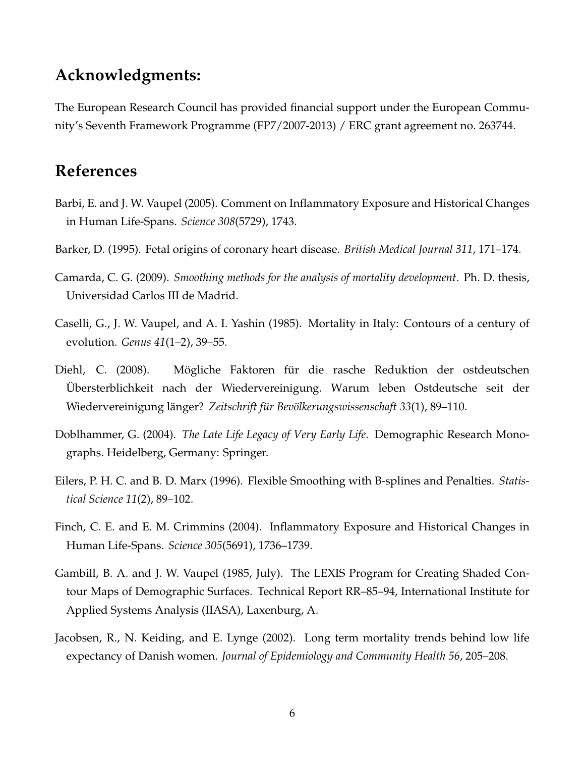## Acknowledgments:

The European Research Council has provided financial support under the European Community's Seventh Framework Programme (FP7/2007-2013) / ERC grant agreement no. 263744.

## References

Barbi, E. and J. W. Vaupel (2005). Comment on Inflammatory Exposure and Historical Changes in Human Life-Spans. *Science 308*(5729), 1743.

Barker, D. (1995). Fetal origins of coronary heart disease. *British Medical Journal 311*, 171–174.

Camarda, C. G. (2009). *Smoothing methods for the analysis of mortality development*. Ph. D. thesis, Universidad Carlos III de Madrid.

Caselli, G., J. W. Vaupel, and A. I. Yashin (1985). Mortality in Italy: Contours of a century of evolution. *Genus 41*(1–2), 39–55.

Diehl, C. (2008). Mögliche Faktoren für die rasche Reduktion der ostdeutschen Übersterblichkeit nach der Wiedervereinigung. Warum leben Ostdeutsche seit der Wiedervereinigung länger? *Zeitschrift für Bevölkerungswissenschaft 33*(1), 89–110.

Doblhammer, G. (2004). *The Late Life Legacy of Very Early Life*. Demographic Research Monographs. Heidelberg, Germany: Springer.

Eilers, P. H. C. and B. D. Marx (1996). Flexible Smoothing with B-splines and Penalties. *Statistical Science 11*(2), 89–102.

Finch, C. E. and E. M. Crimmins (2004). Inflammatory Exposure and Historical Changes in Human Life-Spans. *Science 305*(5691), 1736–1739.

Gambill, B. A. and J. W. Vaupel (1985, July). The LEXIS Program for Creating Shaded Contour Maps of Demographic Surfaces. Technical Report RR–85–94, International Institute for Applied Systems Analysis (IIASA), Laxenburg, A.

Jacobsen, R., N. Keiding, and E. Lynge (2002). Long term mortality trends behind low life expectancy of Danish women. *Journal of Epidemiology and Community Health 56*, 205–208.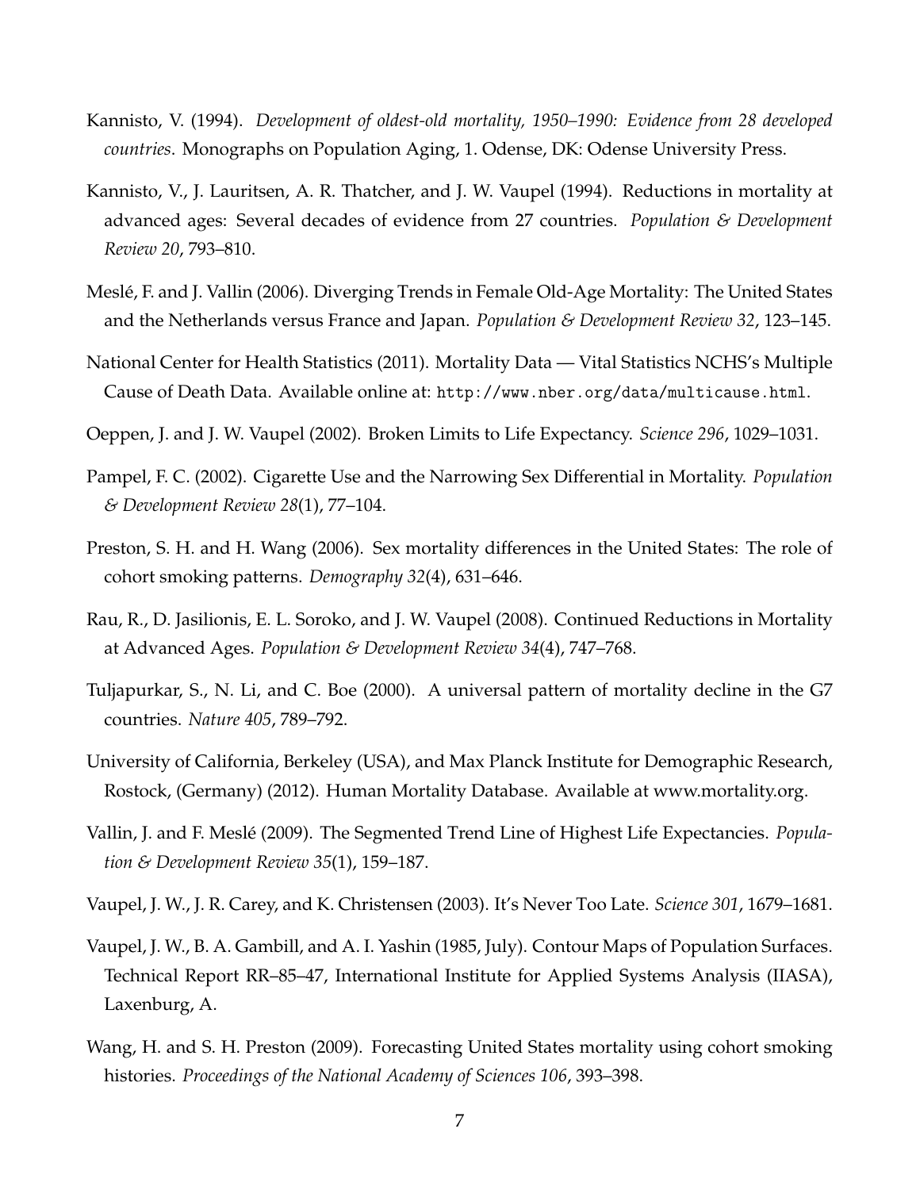Kannisto, V. (1994). *Development of oldest-old mortality, 1950–1990: Evidence from 28 developed countries*. Monographs on Population Aging, 1. Odense, DK: Odense University Press.

Kannisto, V., J. Lauritsen, A. R. Thatcher, and J. W. Vaupel (1994). Reductions in mortality at advanced ages: Several decades of evidence from 27 countries. *Population & Development Review 20*, 793–810.

Meslé, F. and J. Vallin (2006). Diverging Trends in Female Old-Age Mortality: The United States and the Netherlands versus France and Japan. *Population & Development Review 32*, 123–145.

National Center for Health Statistics (2011). Mortality Data — Vital Statistics NCHS's Multiple Cause of Death Data. Available online at: `http://www.nber.org/data/multicause.html`.

Oeppen, J. and J. W. Vaupel (2002). Broken Limits to Life Expectancy. *Science 296*, 1029–1031.

Pampel, F. C. (2002). Cigarette Use and the Narrowing Sex Differential in Mortality. *Population & Development Review 28*(1), 77–104.

Preston, S. H. and H. Wang (2006). Sex mortality differences in the United States: The role of cohort smoking patterns. *Demography 32*(4), 631–646.

Rau, R., D. Jasilionis, E. L. Soroko, and J. W. Vaupel (2008). Continued Reductions in Mortality at Advanced Ages. *Population & Development Review 34*(4), 747–768.

Tuljapurkar, S., N. Li, and C. Boe (2000). A universal pattern of mortality decline in the G7 countries. *Nature 405*, 789–792.

University of California, Berkeley (USA), and Max Planck Institute for Demographic Research, Rostock, (Germany) (2012). Human Mortality Database. Available at www.mortality.org.

Vallin, J. and F. Meslé (2009). The Segmented Trend Line of Highest Life Expectancies. *Population & Development Review 35*(1), 159–187.

Vaupel, J. W., J. R. Carey, and K. Christensen (2003). It's Never Too Late. *Science 301*, 1679–1681.

Vaupel, J. W., B. A. Gambill, and A. I. Yashin (1985, July). Contour Maps of Population Surfaces. Technical Report RR–85–47, International Institute for Applied Systems Analysis (IIASA), Laxenburg, A.

Wang, H. and S. H. Preston (2009). Forecasting United States mortality using cohort smoking histories. *Proceedings of the National Academy of Sciences 106*, 393–398.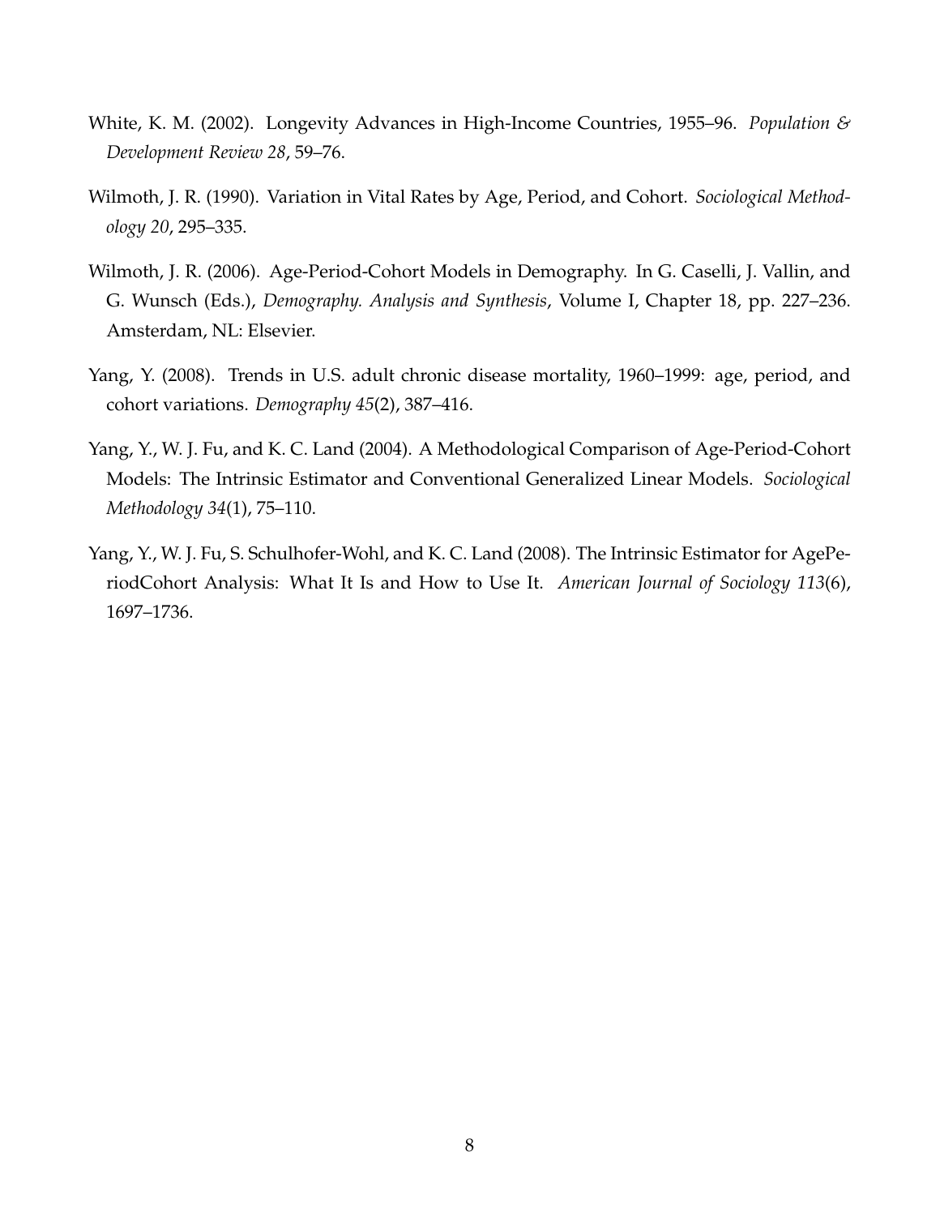White, K. M. (2002). Longevity Advances in High-Income Countries, 1955–96. *Population & Development Review 28*, 59–76.

Wilmoth, J. R. (1990). Variation in Vital Rates by Age, Period, and Cohort. *Sociological Methodology 20*, 295–335.

Wilmoth, J. R. (2006). Age-Period-Cohort Models in Demography. In G. Caselli, J. Vallin, and G. Wunsch (Eds.), *Demography. Analysis and Synthesis*, Volume I, Chapter 18, pp. 227–236. Amsterdam, NL: Elsevier.

Yang, Y. (2008). Trends in U.S. adult chronic disease mortality, 1960–1999: age, period, and cohort variations. *Demography 45*(2), 387–416.

Yang, Y., W. J. Fu, and K. C. Land (2004). A Methodological Comparison of Age-Period-Cohort Models: The Intrinsic Estimator and Conventional Generalized Linear Models. *Sociological Methodology 34*(1), 75–110.

Yang, Y., W. J. Fu, S. Schulhofer-Wohl, and K. C. Land (2008). The Intrinsic Estimator for AgePeriodCohort Analysis: What It Is and How to Use It. *American Journal of Sociology 113*(6), 1697–1736.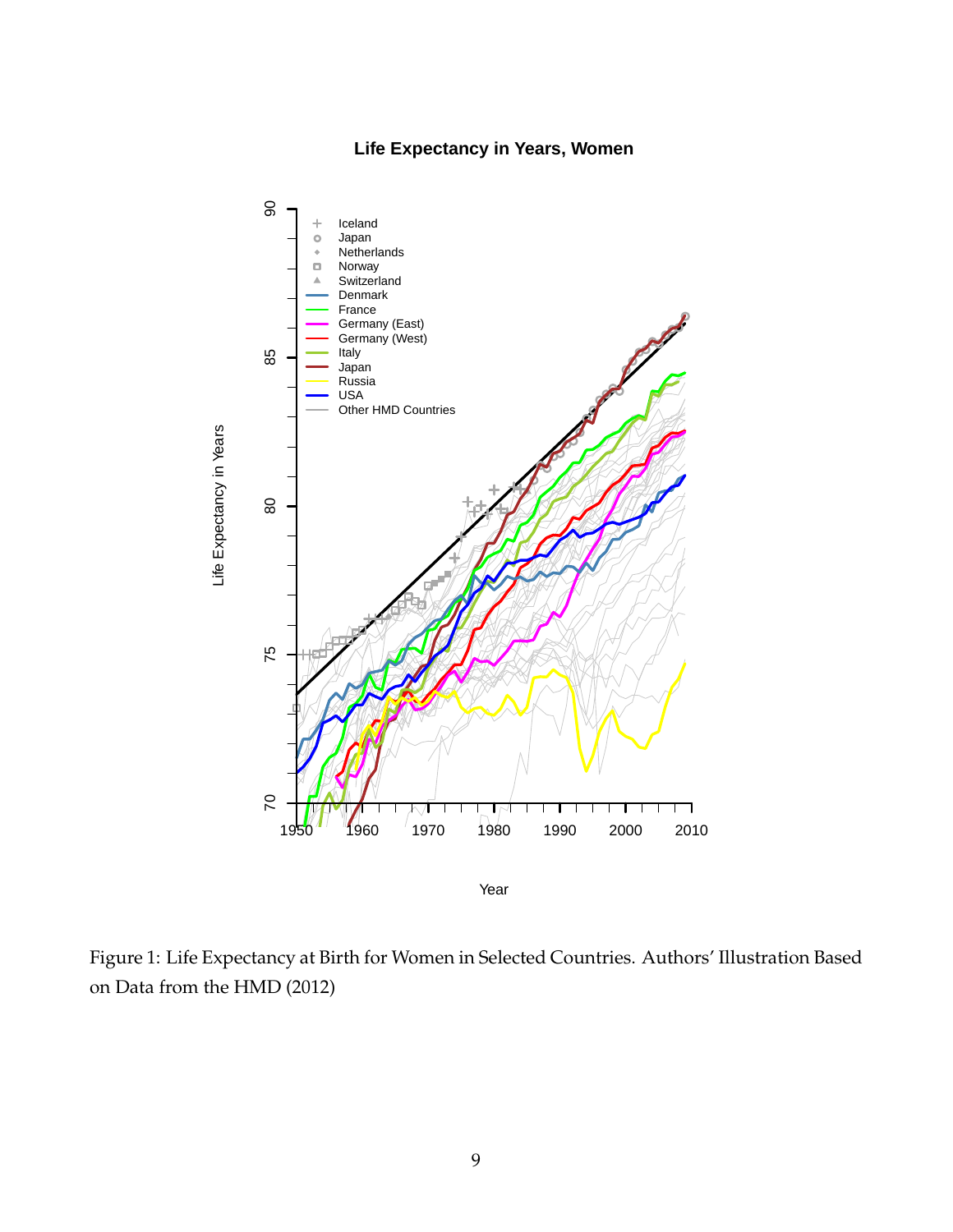Figure 1: Life Expectancy at Birth for Women in Selected Countries. Authors' Illustration Based on Data from the HMD (2012)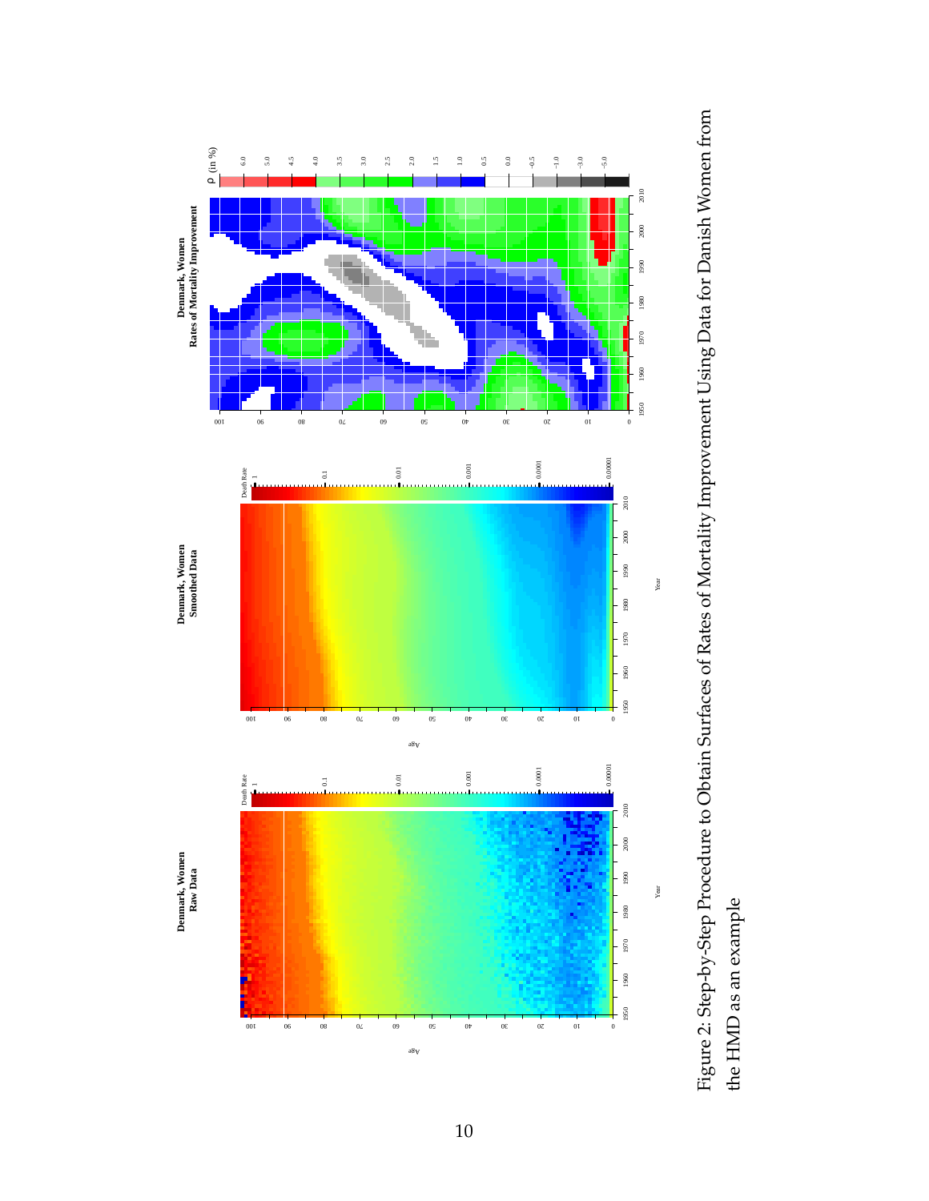Figure 2: Step-by-Step Procedure to Obtain Surfaces of Rates of Mortality Improvement Using Data for Danish Women from the HMD as an example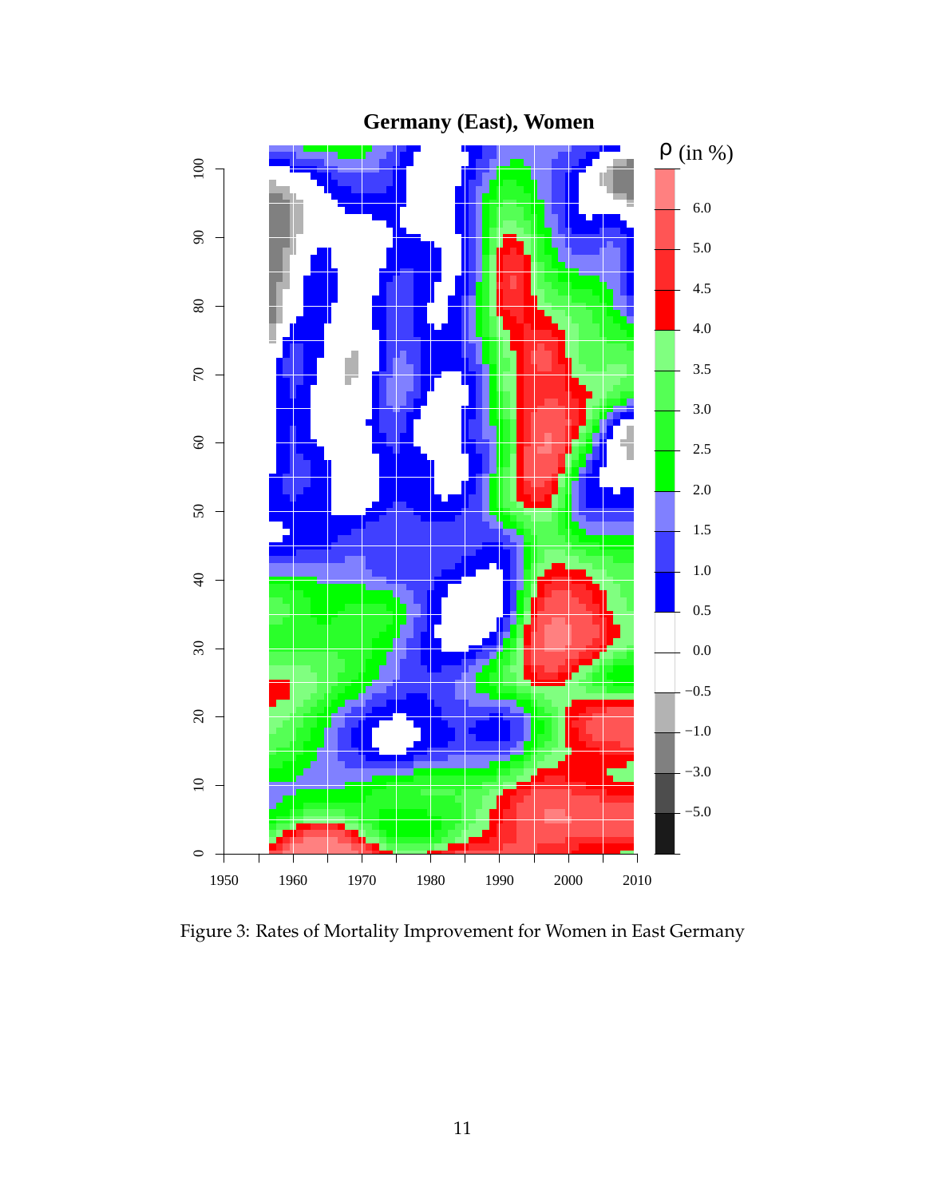Figure 3: Rates of Mortality Improvement for Women in East Germany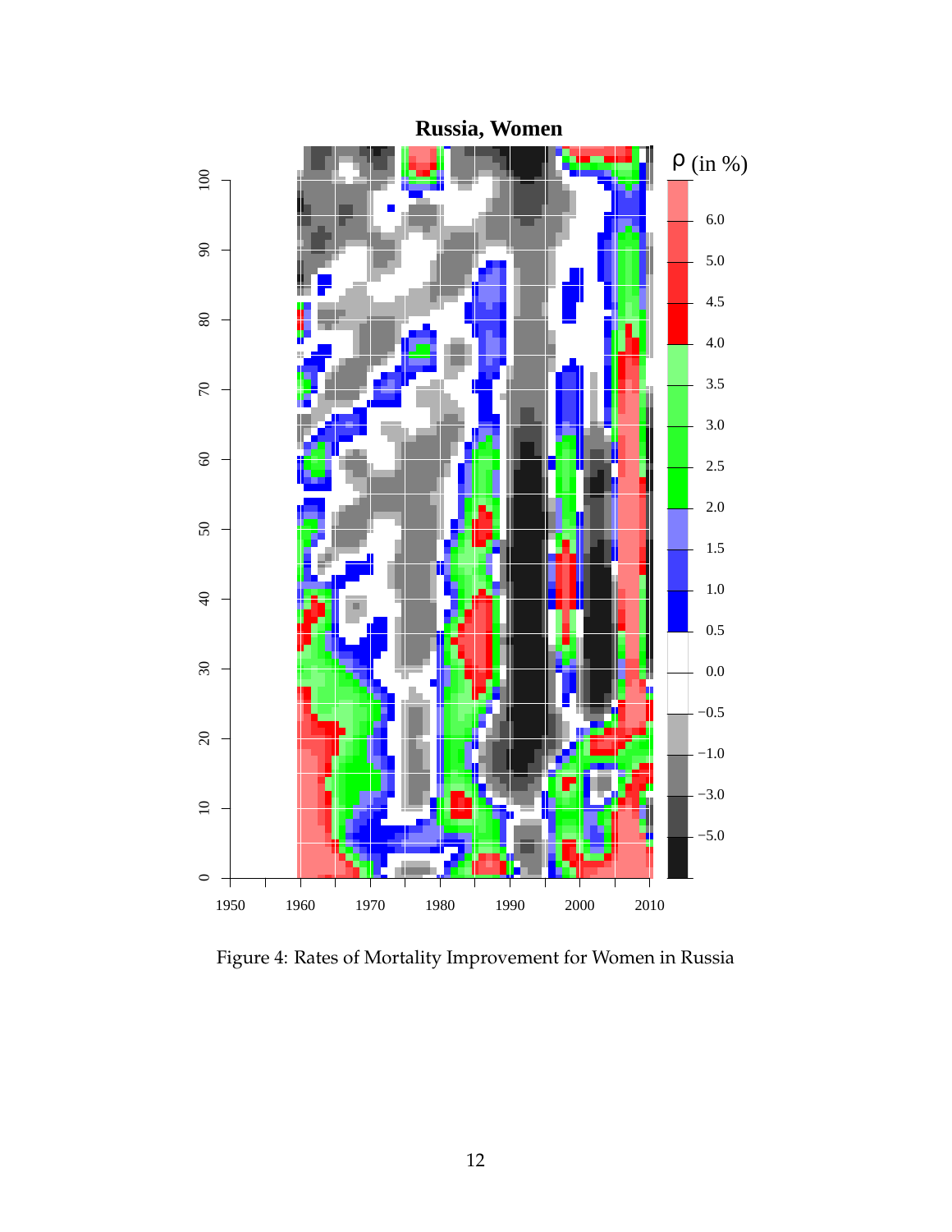Figure 4: Rates of Mortality Improvement for Women in Russia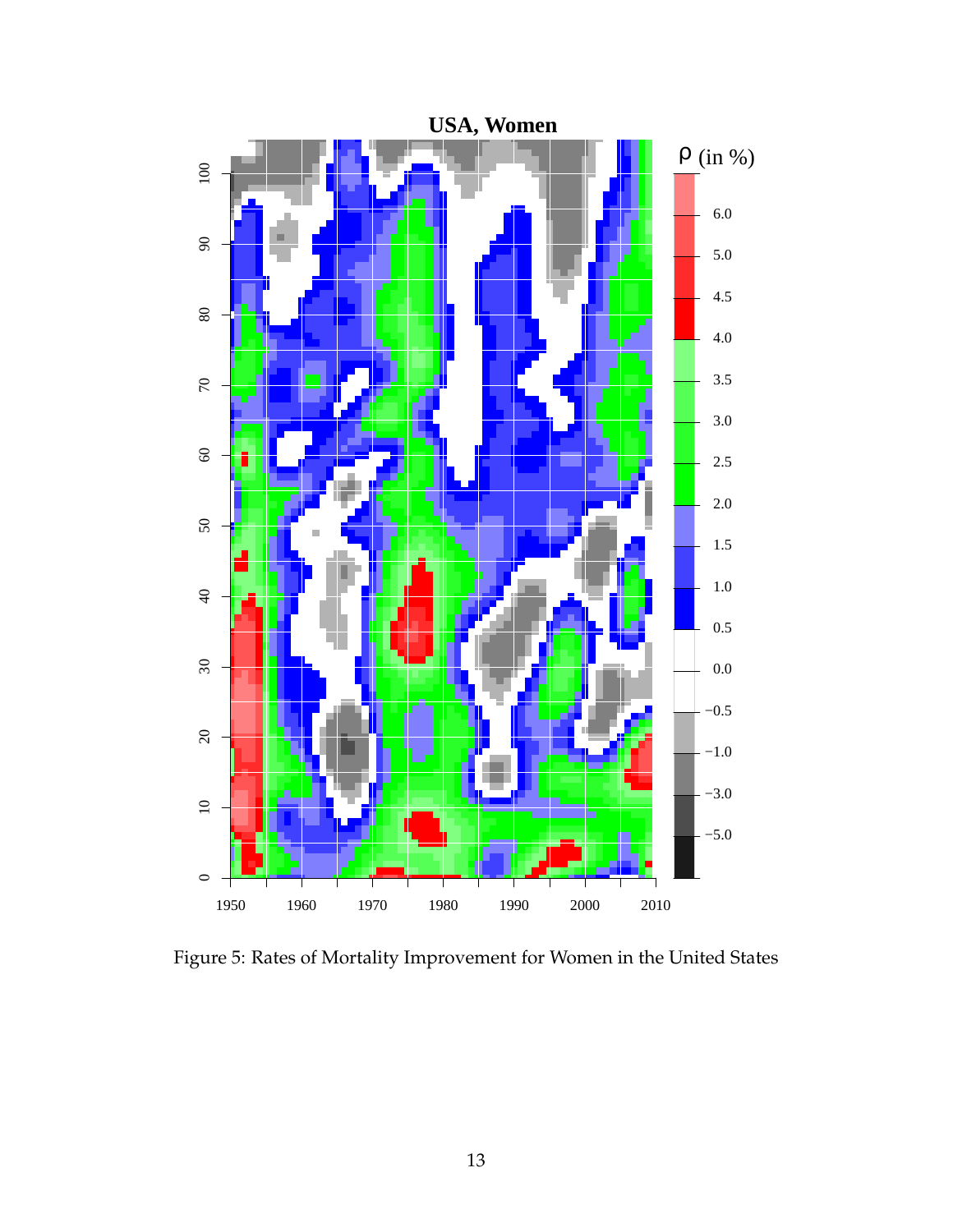Figure 5: Rates of Mortality Improvement for Women in the United States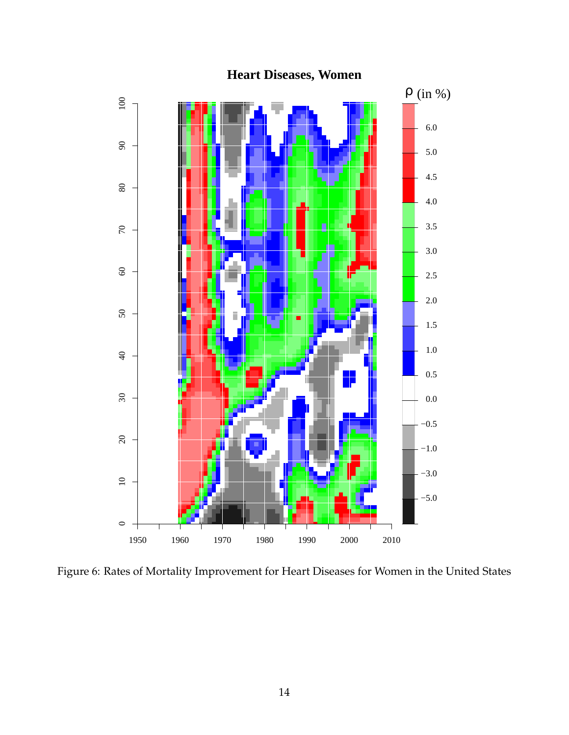Figure 6: Rates of Mortality Improvement for Heart Diseases for Women in the United States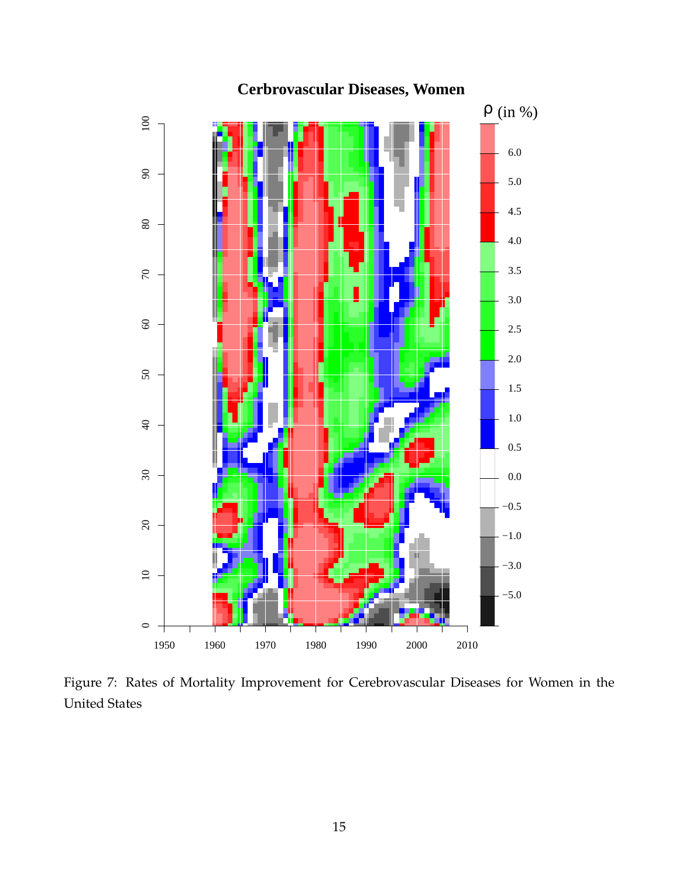Figure 7: Rates of Mortality Improvement for Cerebrovascular Diseases for Women in the United States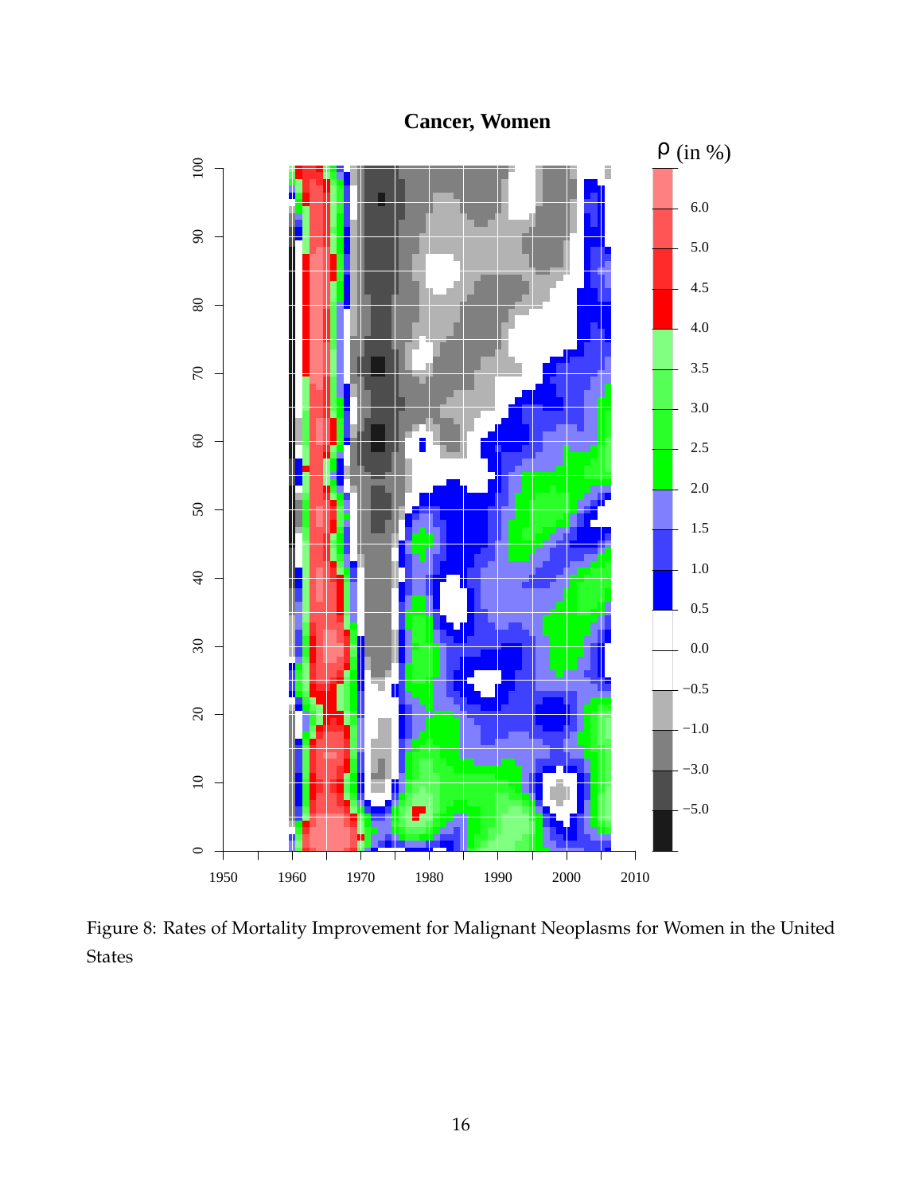Figure 8: Rates of Mortality Improvement for Malignant Neoplasms for Women in the United States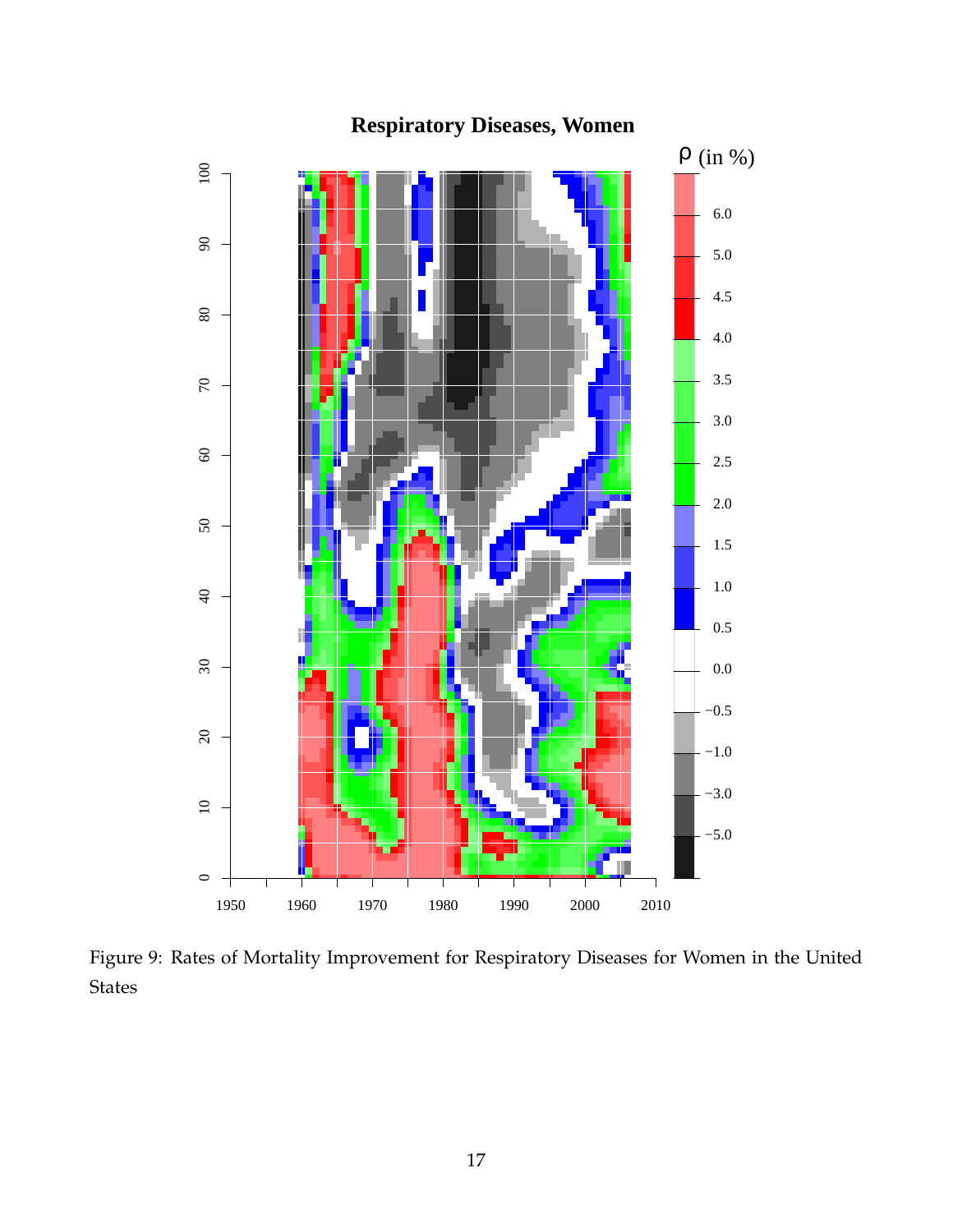**Respiratory Diseases, Women**

ρ (in %)

6.0
5.0
4.5
4.0
3.5
3.0
2.5
2.0
1.5
1.0
0.5
0.0
−0.5
−1.0
−3.0
−5.0

100
90
80
70
60
50
40
30
20
10
0

1950 1960 1970 1980 1990 2000 2010

Figure 9: Rates of Mortality Improvement for Respiratory Diseases for Women in the United States